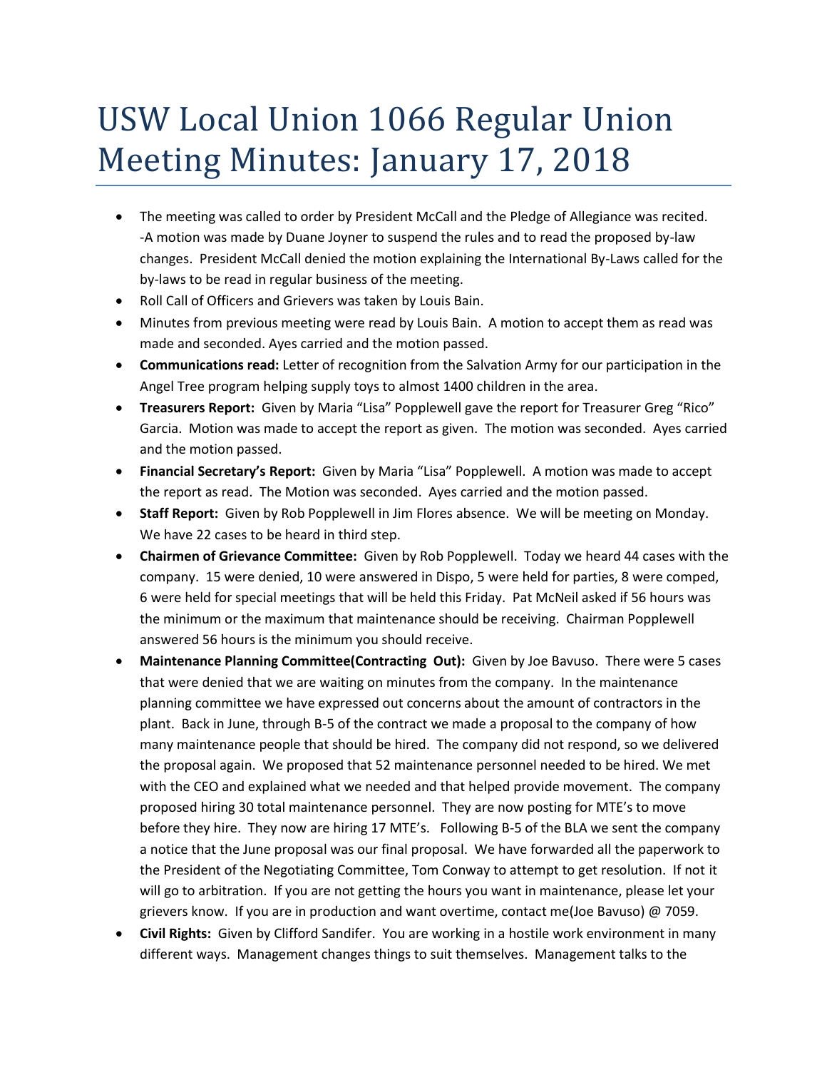# USW Local Union 1066 Regular Union Meeting Minutes: January 17, 2018

- The meeting was called to order by President McCall and the Pledge of Allegiance was recited. -A motion was made by Duane Joyner to suspend the rules and to read the proposed by-law changes. President McCall denied the motion explaining the International By-Laws called for the by-laws to be read in regular business of the meeting.
- Roll Call of Officers and Grievers was taken by Louis Bain.
- Minutes from previous meeting were read by Louis Bain. A motion to accept them as read was made and seconded. Ayes carried and the motion passed.
- **Communications read:** Letter of recognition from the Salvation Army for our participation in the Angel Tree program helping supply toys to almost 1400 children in the area.
- **Treasurers Report:** Given by Maria "Lisa" Popplewell gave the report for Treasurer Greg "Rico" Garcia. Motion was made to accept the report as given. The motion was seconded. Ayes carried and the motion passed.
- **Financial Secretary's Report:** Given by Maria "Lisa" Popplewell. A motion was made to accept the report as read. The Motion was seconded. Ayes carried and the motion passed.
- **Staff Report:** Given by Rob Popplewell in Jim Flores absence. We will be meeting on Monday. We have 22 cases to be heard in third step.
- **Chairmen of Grievance Committee:** Given by Rob Popplewell. Today we heard 44 cases with the company. 15 were denied, 10 were answered in Dispo, 5 were held for parties, 8 were comped, 6 were held for special meetings that will be held this Friday. Pat McNeil asked if 56 hours was the minimum or the maximum that maintenance should be receiving. Chairman Popplewell answered 56 hours is the minimum you should receive.
- **Maintenance Planning Committee(Contracting Out):** Given by Joe Bavuso. There were 5 cases that were denied that we are waiting on minutes from the company. In the maintenance planning committee we have expressed out concerns about the amount of contractors in the plant. Back in June, through B-5 of the contract we made a proposal to the company of how many maintenance people that should be hired. The company did not respond, so we delivered the proposal again. We proposed that 52 maintenance personnel needed to be hired. We met with the CEO and explained what we needed and that helped provide movement. The company proposed hiring 30 total maintenance personnel. They are now posting for MTE's to move before they hire. They now are hiring 17 MTE's. Following B-5 of the BLA we sent the company a notice that the June proposal was our final proposal. We have forwarded all the paperwork to the President of the Negotiating Committee, Tom Conway to attempt to get resolution. If not it will go to arbitration. If you are not getting the hours you want in maintenance, please let your grievers know. If you are in production and want overtime, contact me(Joe Bavuso) @ 7059.
- **Civil Rights:** Given by Clifford Sandifer. You are working in a hostile work environment in many different ways. Management changes things to suit themselves. Management talks to the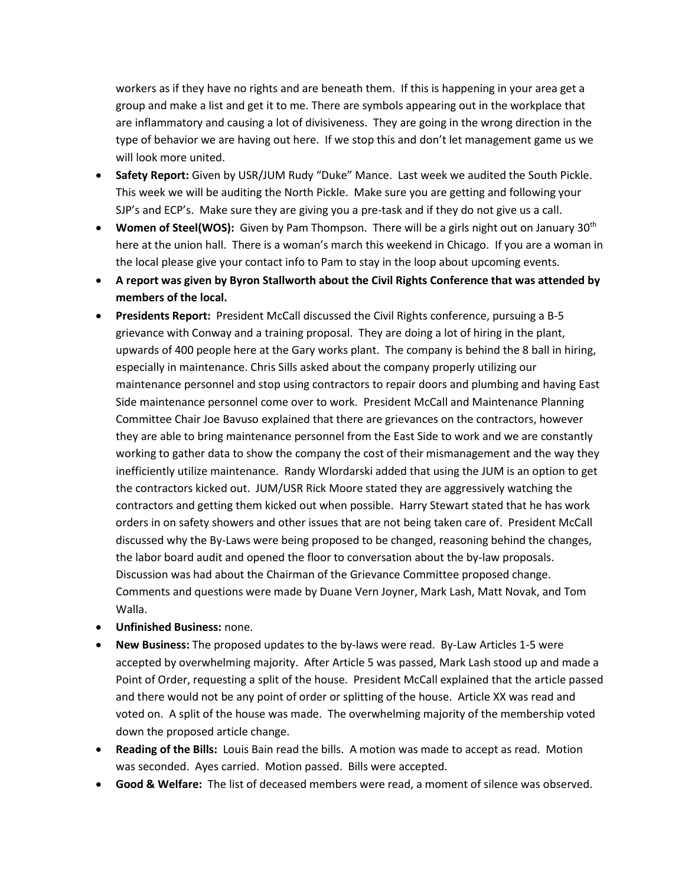workers as if they have no rights and are beneath them. If this is happening in your area get a group and make a list and get it to me. There are symbols appearing out in the workplace that are inflammatory and causing a lot of divisiveness. They are going in the wrong direction in the type of behavior we are having out here. If we stop this and don't let management game us we will look more united.

- **Safety Report:** Given by USR/JUM Rudy "Duke" Mance. Last week we audited the South Pickle. This week we will be auditing the North Pickle. Make sure you are getting and following your SJP's and ECP's. Make sure they are giving you a pre-task and if they do not give us a call.
- **Women of Steel(WOS):** Given by Pam Thompson. There will be a girls night out on January 30th here at the union hall. There is a woman's march this weekend in Chicago. If you are a woman in the local please give your contact info to Pam to stay in the loop about upcoming events.
- **A report was given by Byron Stallworth about the Civil Rights Conference that was attended by members of the local.**
- **Presidents Report:** President McCall discussed the Civil Rights conference, pursuing a B-5 grievance with Conway and a training proposal. They are doing a lot of hiring in the plant, upwards of 400 people here at the Gary works plant. The company is behind the 8 ball in hiring, especially in maintenance. Chris Sills asked about the company properly utilizing our maintenance personnel and stop using contractors to repair doors and plumbing and having East Side maintenance personnel come over to work. President McCall and Maintenance Planning Committee Chair Joe Bavuso explained that there are grievances on the contractors, however they are able to bring maintenance personnel from the East Side to work and we are constantly working to gather data to show the company the cost of their mismanagement and the way they inefficiently utilize maintenance. Randy Wlordarski added that using the JUM is an option to get the contractors kicked out. JUM/USR Rick Moore stated they are aggressively watching the contractors and getting them kicked out when possible. Harry Stewart stated that he has work orders in on safety showers and other issues that are not being taken care of. President McCall discussed why the By-Laws were being proposed to be changed, reasoning behind the changes, the labor board audit and opened the floor to conversation about the by-law proposals. Discussion was had about the Chairman of the Grievance Committee proposed change. Comments and questions were made by Duane Vern Joyner, Mark Lash, Matt Novak, and Tom Walla.
- **Unfinished Business:** none.
- **New Business:** The proposed updates to the by-laws were read. By-Law Articles 1-5 were accepted by overwhelming majority. After Article 5 was passed, Mark Lash stood up and made a Point of Order, requesting a split of the house. President McCall explained that the article passed and there would not be any point of order or splitting of the house. Article XX was read and voted on. A split of the house was made. The overwhelming majority of the membership voted down the proposed article change.
- **Reading of the Bills:** Louis Bain read the bills. A motion was made to accept as read. Motion was seconded. Ayes carried. Motion passed. Bills were accepted.
- **Good & Welfare:** The list of deceased members were read, a moment of silence was observed.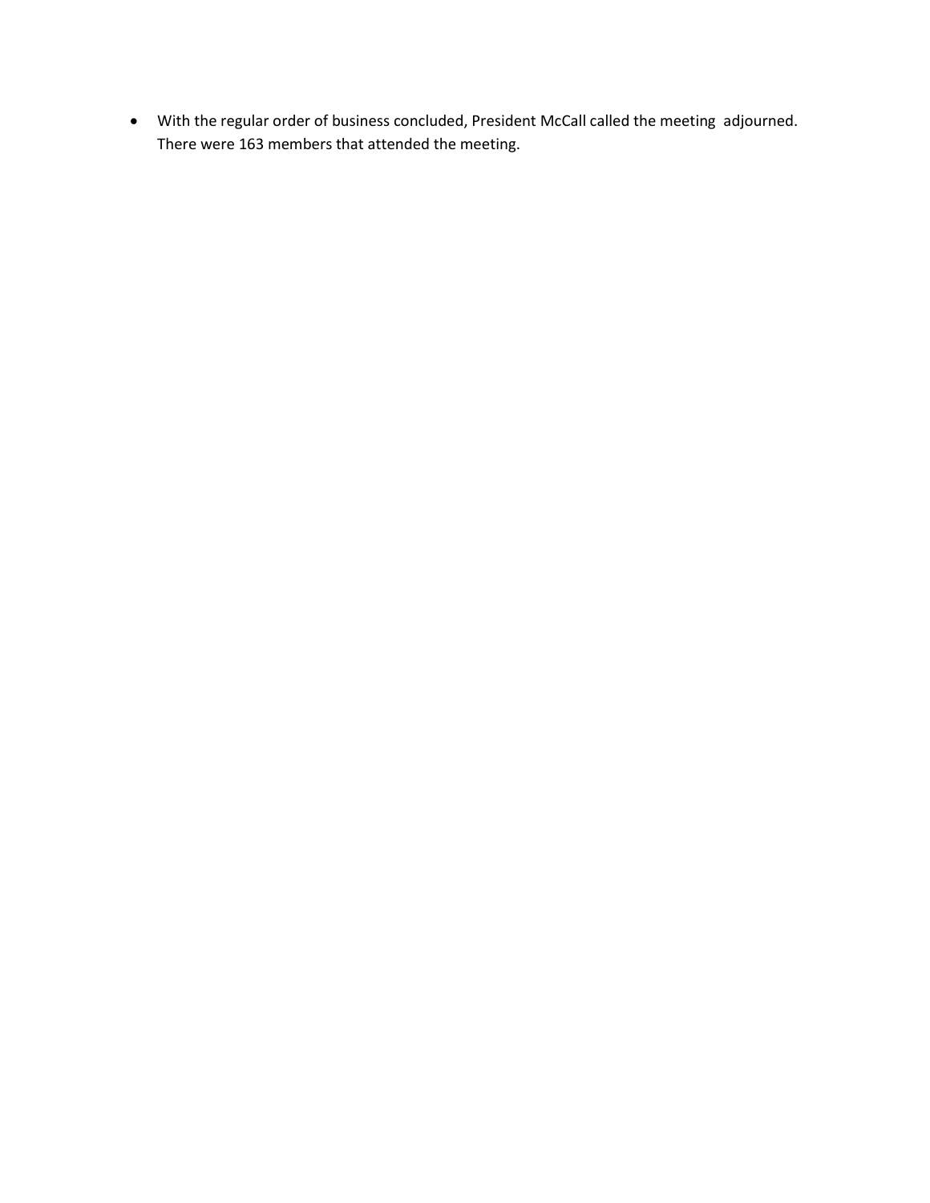- With the regular order of business concluded, President McCall called the meeting adjourned. There were 163 members that attended the meeting.